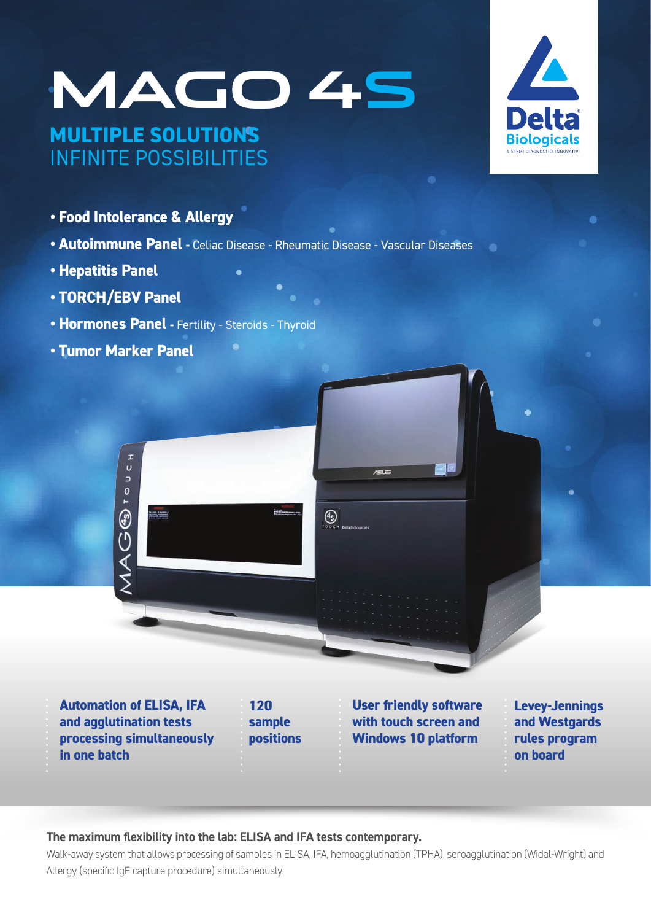# MAGO 4S

## MULTIPLE SOLUTIONS
## INFINITE POSSIBILITIES

Delta Biologicals
SISTEMI DIAGNOSTICI INNOVATIVI

- **Food Intolerance & Allergy**
- **Autoimmune Panel** - Celiac Disease - Rheumatic Disease - Vascular Diseases
- **Hepatitis Panel**
- **TORCH/EBV Panel**
- **Hormones Panel** - Fertility - Steroids - Thyroid
- **Tumor Marker Panel**

**Automation of ELISA, IFA and agglutination tests processing simultaneously in one batch**

**120 sample positions**

**User friendly software with touch screen and Windows 10 platform**

**Levey-Jennings and Westgards rules program on board**

**The maximum flexibility into the lab: ELISA and IFA tests contemporary.**

Walk-away system that allows processing of samples in ELISA, IFA, hemoagglutination (TPHA), seroagglutination (Widal-Wright) and Allergy (specific IgE capture procedure) simultaneously.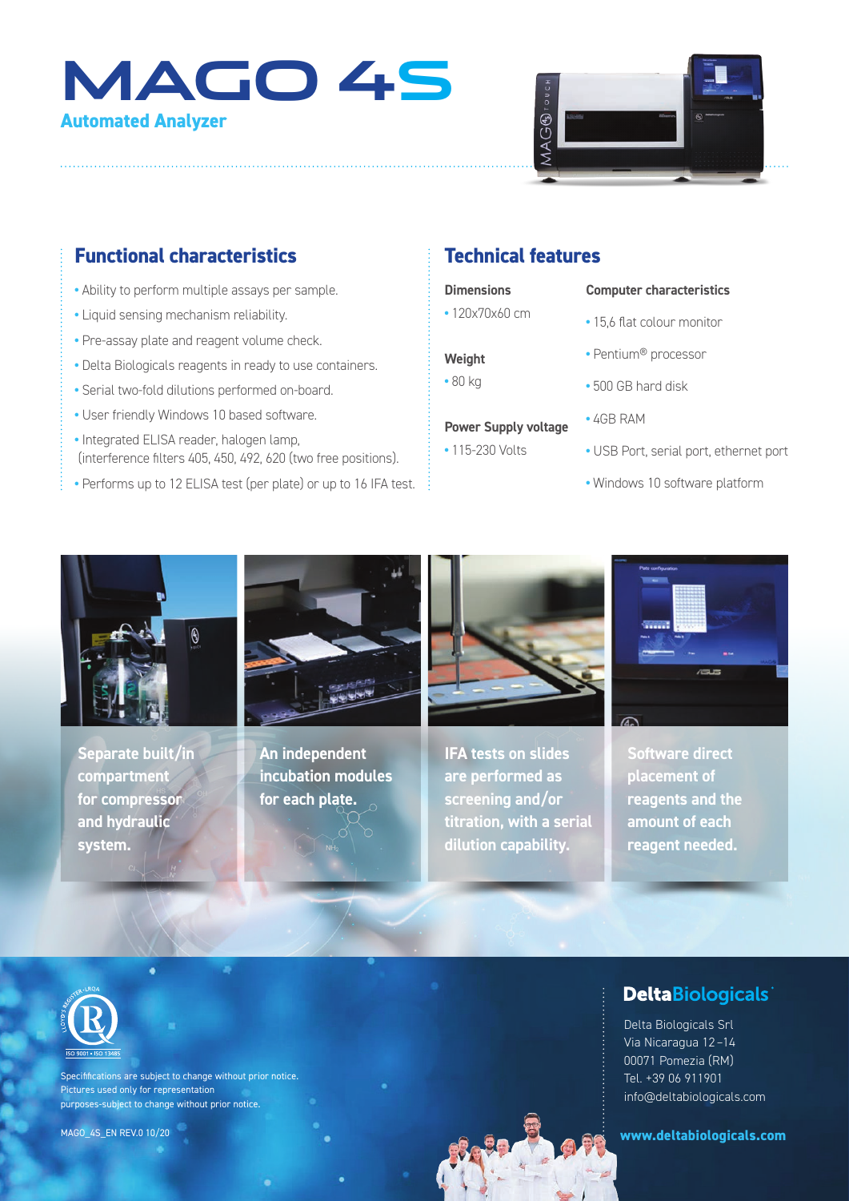# MAGO 4S

**Automated Analyzer**

## Functional characteristics

- Ability to perform multiple assays per sample.
- Liquid sensing mechanism reliability.
- Pre-assay plate and reagent volume check.
- Delta Biologicals reagents in ready to use containers.
- Serial two-fold dilutions performed on-board.
- User friendly Windows 10 based software.
- Integrated ELISA reader, halogen lamp, (interference filters 405, 450, 492, 620 (two free positions).
- Performs up to 12 ELISA test (per plate) or up to 16 IFA test.

## Technical features

**Dimensions**

- 120x70x60 cm

**Weight**

- 80 kg

**Power Supply voltage**

- 115-230 Volts

**Computer characteristics**

- 15,6 flat colour monitor
- Pentium® processor
- 500 GB hard disk
- 4GB RAM
- USB Port, serial port, ethernet port
- Windows 10 software platform

**Separate built/in compartment for compressor and hydraulic system.**

**An independent incubation modules for each plate.**

**IFA tests on slides are performed as screening and/or titration, with a serial dilution capability.**

**Software direct placement of reagents and the amount of each reagent needed.**

ISO 9001 • ISO 13485

Specifications are subject to change without prior notice.
Pictures used only for representation purposes-subject to change without prior notice.

MAGO_4S_EN REV.0 10/20

**DeltaBiologicals**

Delta Biologicals Srl
Via Nicaragua 12–14
00071 Pomezia (RM)
Tel. +39 06 911901
info@deltabiologicals.com

**www.deltabiologicals.com**